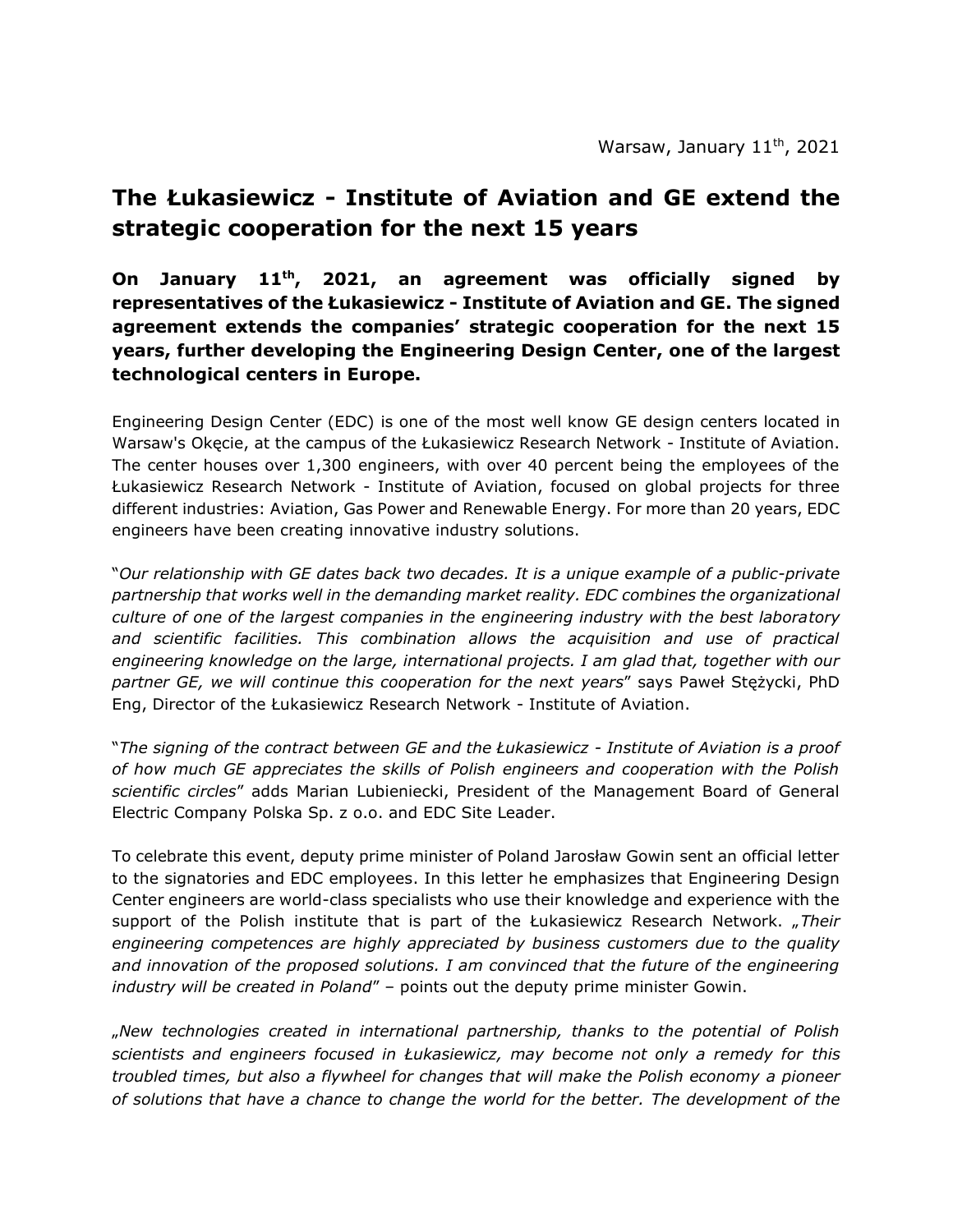Warsaw, January 11th, 2021

# The Łukasiewicz - Institute of Aviation and GE extend the strategic cooperation for the next 15 years

**On January 11th, 2021, an agreement was officially signed by representatives of the Łukasiewicz - Institute of Aviation and GE. The signed agreement extends the companies' strategic cooperation for the next 15 years, further developing the Engineering Design Center, one of the largest technological centers in Europe.**

Engineering Design Center (EDC) is one of the most well know GE design centers located in Warsaw's Okęcie, at the campus of the Łukasiewicz Research Network - Institute of Aviation. The center houses over 1,300 engineers, with over 40 percent being the employees of the Łukasiewicz Research Network - Institute of Aviation, focused on global projects for three different industries: Aviation, Gas Power and Renewable Energy. For more than 20 years, EDC engineers have been creating innovative industry solutions.

"*Our relationship with GE dates back two decades. It is a unique example of a public-private partnership that works well in the demanding market reality. EDC combines the organizational culture of one of the largest companies in the engineering industry with the best laboratory and scientific facilities. This combination allows the acquisition and use of practical engineering knowledge on the large, international projects. I am glad that, together with our partner GE, we will continue this cooperation for the next years*" says Paweł Stężycki, PhD Eng, Director of the Łukasiewicz Research Network - Institute of Aviation.

"*The signing of the contract between GE and the Łukasiewicz - Institute of Aviation is a proof of how much GE appreciates the skills of Polish engineers and cooperation with the Polish scientific circles*" adds Marian Lubieniecki, President of the Management Board of General Electric Company Polska Sp. z o.o. and EDC Site Leader.

To celebrate this event, deputy prime minister of Poland Jarosław Gowin sent an official letter to the signatories and EDC employees. In this letter he emphasizes that Engineering Design Center engineers are world-class specialists who use their knowledge and experience with the support of the Polish institute that is part of the Łukasiewicz Research Network. „*Their engineering competences are highly appreciated by business customers due to the quality and innovation of the proposed solutions. I am convinced that the future of the engineering industry will be created in Poland*" – points out the deputy prime minister Gowin.

„*New technologies created in international partnership, thanks to the potential of Polish scientists and engineers focused in Łukasiewicz, may become not only a remedy for this troubled times, but also a flywheel for changes that will make the Polish economy a pioneer of solutions that have a chance to change the world for the better. The development of the*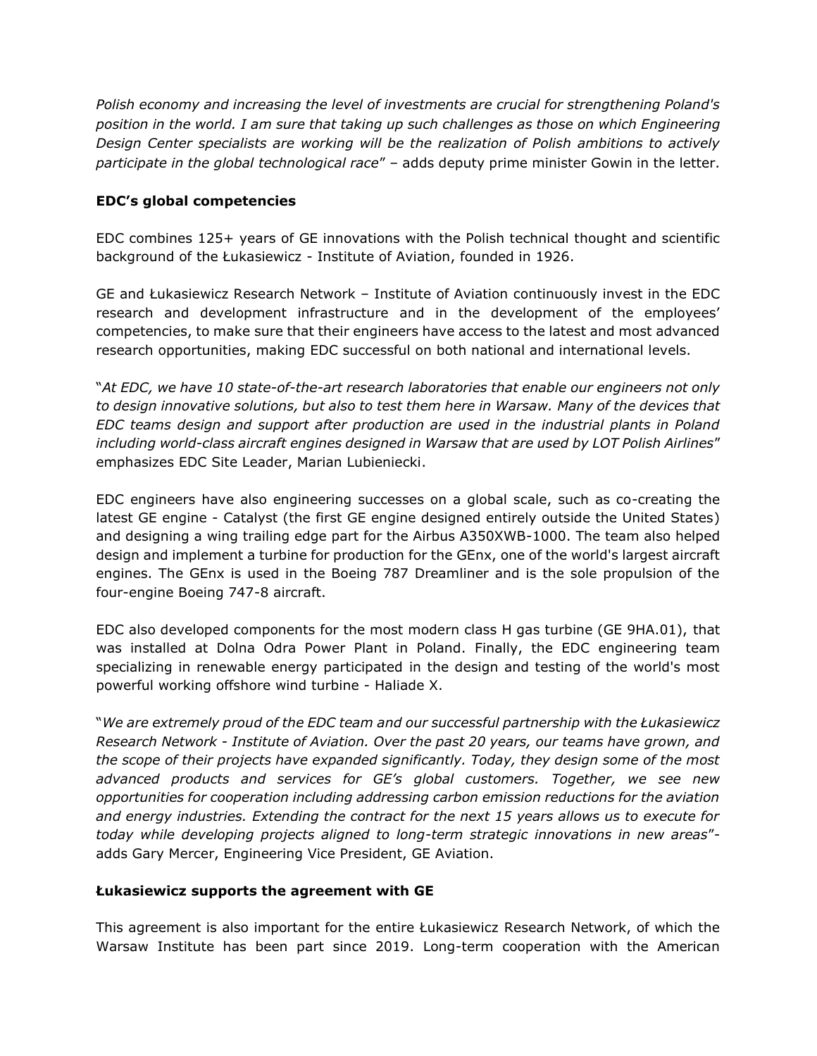*Polish economy and increasing the level of investments are crucial for strengthening Poland's position in the world. I am sure that taking up such challenges as those on which Engineering Design Center specialists are working will be the realization of Polish ambitions to actively participate in the global technological race*" – adds deputy prime minister Gowin in the letter.

**EDC's global competencies**

EDC combines 125+ years of GE innovations with the Polish technical thought and scientific background of the Łukasiewicz - Institute of Aviation, founded in 1926.

GE and Łukasiewicz Research Network – Institute of Aviation continuously invest in the EDC research and development infrastructure and in the development of the employees' competencies, to make sure that their engineers have access to the latest and most advanced research opportunities, making EDC successful on both national and international levels.

"*At EDC, we have 10 state-of-the-art research laboratories that enable our engineers not only to design innovative solutions, but also to test them here in Warsaw. Many of the devices that EDC teams design and support after production are used in the industrial plants in Poland including world-class aircraft engines designed in Warsaw that are used by LOT Polish Airlines*" emphasizes EDC Site Leader, Marian Lubieniecki.

EDC engineers have also engineering successes on a global scale, such as co-creating the latest GE engine - Catalyst (the first GE engine designed entirely outside the United States) and designing a wing trailing edge part for the Airbus A350XWB-1000. The team also helped design and implement a turbine for production for the GEnx, one of the world's largest aircraft engines. The GEnx is used in the Boeing 787 Dreamliner and is the sole propulsion of the four-engine Boeing 747-8 aircraft.

EDC also developed components for the most modern class H gas turbine (GE 9HA.01), that was installed at Dolna Odra Power Plant in Poland. Finally, the EDC engineering team specializing in renewable energy participated in the design and testing of the world's most powerful working offshore wind turbine - Haliade X.

"*We are extremely proud of the EDC team and our successful partnership with the Łukasiewicz Research Network - Institute of Aviation. Over the past 20 years, our teams have grown, and the scope of their projects have expanded significantly. Today, they design some of the most advanced products and services for GE's global customers. Together, we see new opportunities for cooperation including addressing carbon emission reductions for the aviation and energy industries. Extending the contract for the next 15 years allows us to execute for today while developing projects aligned to long-term strategic innovations in new areas*"- adds Gary Mercer, Engineering Vice President, GE Aviation.

**Łukasiewicz supports the agreement with GE**

This agreement is also important for the entire Łukasiewicz Research Network, of which the Warsaw Institute has been part since 2019. Long-term cooperation with the American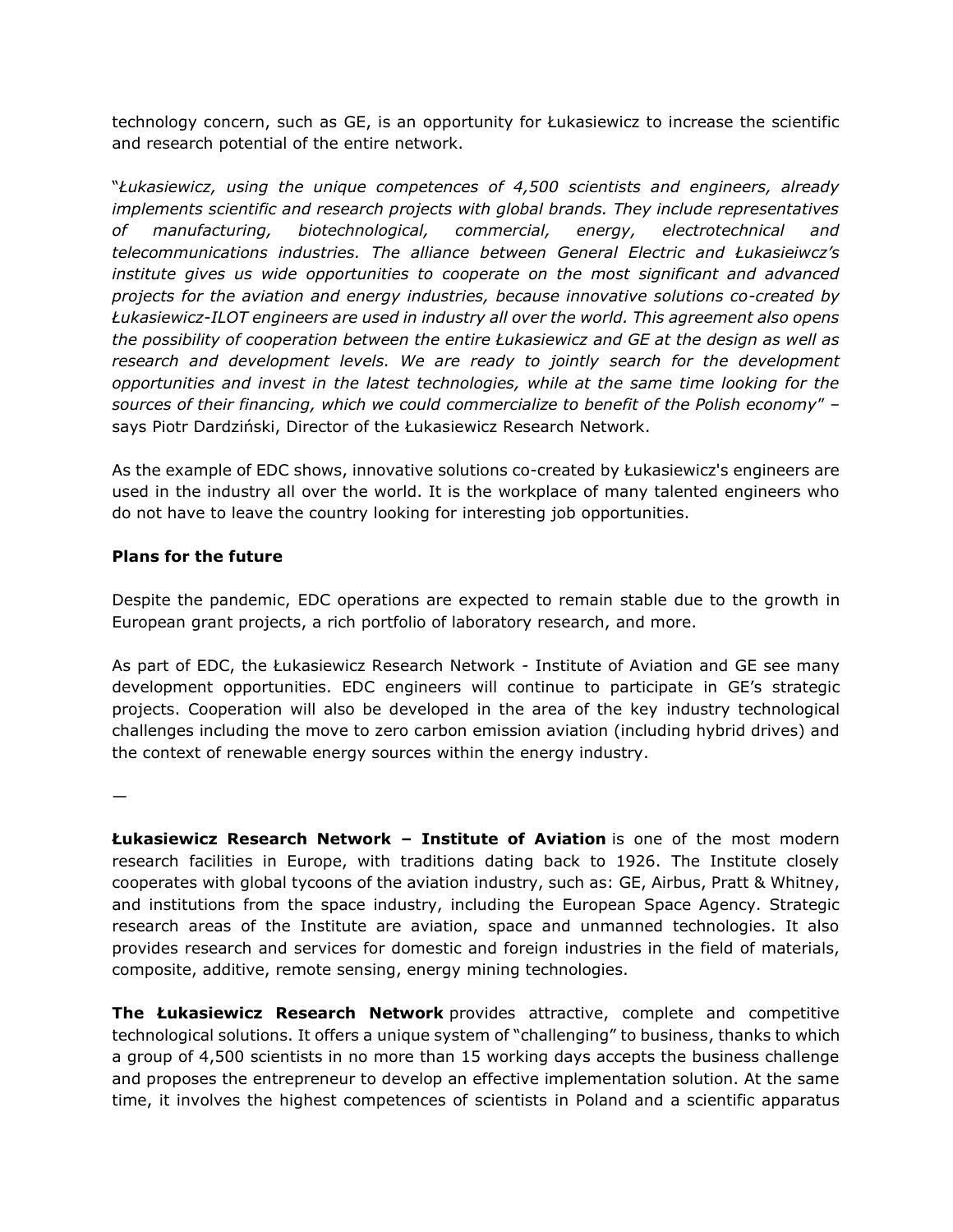technology concern, such as GE, is an opportunity for Łukasiewicz to increase the scientific and research potential of the entire network.

"*Łukasiewicz, using the unique competences of 4,500 scientists and engineers, already implements scientific and research projects with global brands. They include representatives of manufacturing, biotechnological, commercial, energy, electrotechnical and telecommunications industries. The alliance between General Electric and Łukasieiwcz's institute gives us wide opportunities to cooperate on the most significant and advanced projects for the aviation and energy industries, because innovative solutions co-created by Łukasiewicz-ILOT engineers are used in industry all over the world. This agreement also opens the possibility of cooperation between the entire Łukasiewicz and GE at the design as well as research and development levels. We are ready to jointly search for the development opportunities and invest in the latest technologies, while at the same time looking for the sources of their financing, which we could commercialize to benefit of the Polish economy*" – says Piotr Dardziński, Director of the Łukasiewicz Research Network.

As the example of EDC shows, innovative solutions co-created by Łukasiewicz's engineers are used in the industry all over the world. It is the workplace of many talented engineers who do not have to leave the country looking for interesting job opportunities.

**Plans for the future**

Despite the pandemic, EDC operations are expected to remain stable due to the growth in European grant projects, a rich portfolio of laboratory research, and more.

As part of EDC, the Łukasiewicz Research Network - Institute of Aviation and GE see many development opportunities. EDC engineers will continue to participate in GE's strategic projects. Cooperation will also be developed in the area of the key industry technological challenges including the move to zero carbon emission aviation (including hybrid drives) and the context of renewable energy sources within the energy industry.

—

**Łukasiewicz Research Network – Institute of Aviation** is one of the most modern research facilities in Europe, with traditions dating back to 1926. The Institute closely cooperates with global tycoons of the aviation industry, such as: GE, Airbus, Pratt & Whitney, and institutions from the space industry, including the European Space Agency. Strategic research areas of the Institute are aviation, space and unmanned technologies. It also provides research and services for domestic and foreign industries in the field of materials, composite, additive, remote sensing, energy mining technologies.

**The Łukasiewicz Research Network** provides attractive, complete and competitive technological solutions. It offers a unique system of "challenging" to business, thanks to which a group of 4,500 scientists in no more than 15 working days accepts the business challenge and proposes the entrepreneur to develop an effective implementation solution. At the same time, it involves the highest competences of scientists in Poland and a scientific apparatus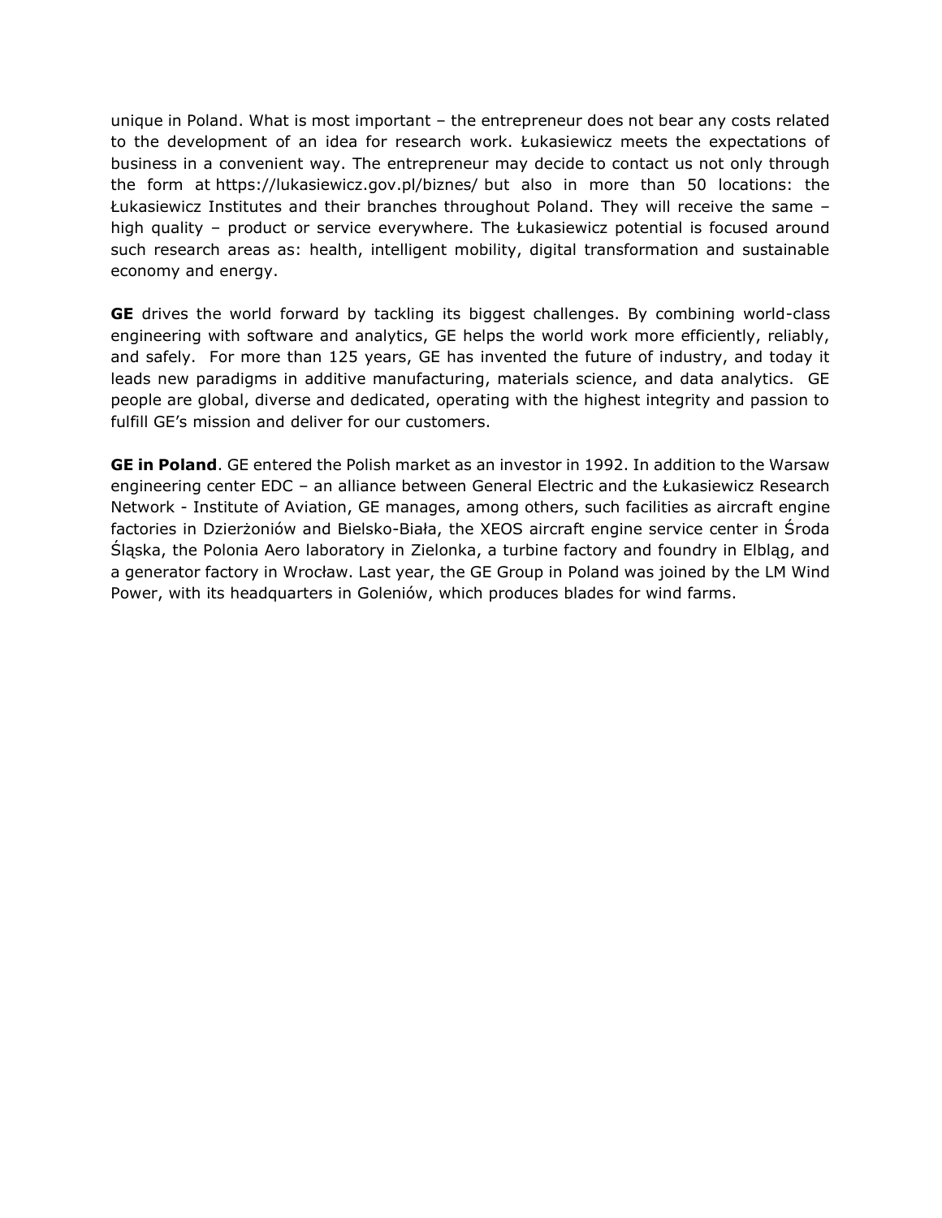unique in Poland. What is most important – the entrepreneur does not bear any costs related to the development of an idea for research work. Łukasiewicz meets the expectations of business in a convenient way. The entrepreneur may decide to contact us not only through the form at https://lukasiewicz.gov.pl/biznes/ but also in more than 50 locations: the Łukasiewicz Institutes and their branches throughout Poland. They will receive the same – high quality – product or service everywhere. The Łukasiewicz potential is focused around such research areas as: health, intelligent mobility, digital transformation and sustainable economy and energy.

**GE** drives the world forward by tackling its biggest challenges. By combining world-class engineering with software and analytics, GE helps the world work more efficiently, reliably, and safely. For more than 125 years, GE has invented the future of industry, and today it leads new paradigms in additive manufacturing, materials science, and data analytics. GE people are global, diverse and dedicated, operating with the highest integrity and passion to fulfill GE's mission and deliver for our customers.

**GE in Poland**. GE entered the Polish market as an investor in 1992. In addition to the Warsaw engineering center EDC – an alliance between General Electric and the Łukasiewicz Research Network - Institute of Aviation, GE manages, among others, such facilities as aircraft engine factories in Dzierżoniów and Bielsko-Biała, the XEOS aircraft engine service center in Środa Śląska, the Polonia Aero laboratory in Zielonka, a turbine factory and foundry in Elbląg, and a generator factory in Wrocław. Last year, the GE Group in Poland was joined by the LM Wind Power, with its headquarters in Goleniów, which produces blades for wind farms.